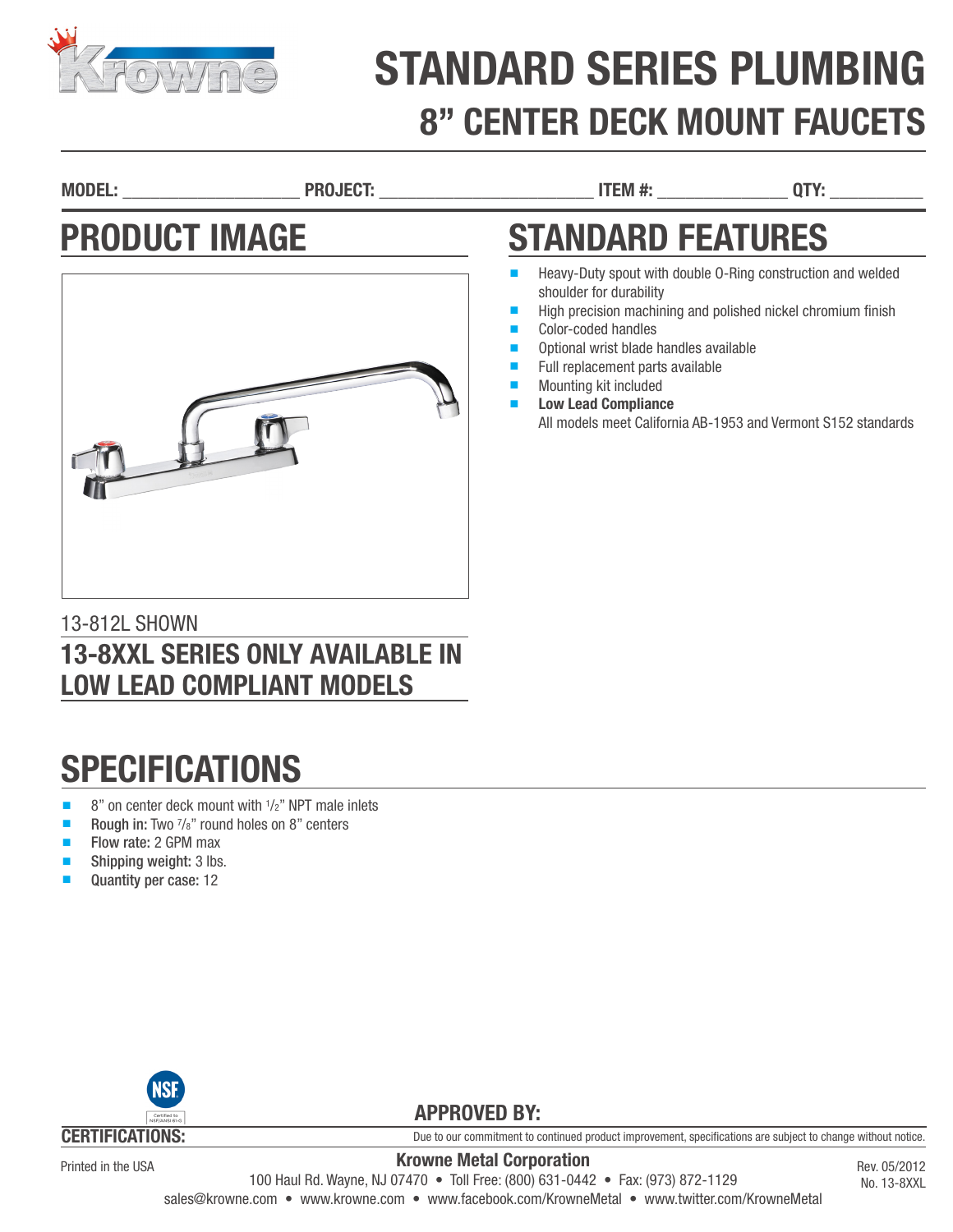# STANDARD SERIES PLUMBING

## 8" CENTER DECK MOUNT FAUCETS

**MODEL:** ____________________ **PROJECT:** ________________________ **ITEM #:** ______________ **QTY:** __________

## PRODUCT IMAGE

13-812L SHOWN

**13-8XXL SERIES ONLY AVAILABLE IN LOW LEAD COMPLIANT MODELS**

## STANDARD FEATURES

- Heavy-Duty spout with double O-Ring construction and welded shoulder for durability
- High precision machining and polished nickel chromium finish
- Color-coded handles
- Optional wrist blade handles available
- Full replacement parts available
- Mounting kit included
- **Low Lead Compliance**
  All models meet California AB-1953 and Vermont S152 standards

## SPECIFICATIONS

- 8" on center deck mount with 1/2" NPT male inlets
- **Rough in:** Two 7/8" round holes on 8" centers
- **Flow rate:** 2 GPM max
- **Shipping weight:** 3 lbs.
- **Quantity per case:** 12

**CERTIFICATIONS:**

**APPROVED BY:**

Due to our commitment to continued product improvement, specifications are subject to change without notice.

Printed in the USA

**Krowne Metal Corporation**

100 Haul Rd. Wayne, NJ 07470 • Toll Free: (800) 631-0442 • Fax: (973) 872-1129

sales@krowne.com • www.krowne.com • www.facebook.com/KrowneMetal • www.twitter.com/KrowneMetal

Rev. 05/2012
No. 13-8XXL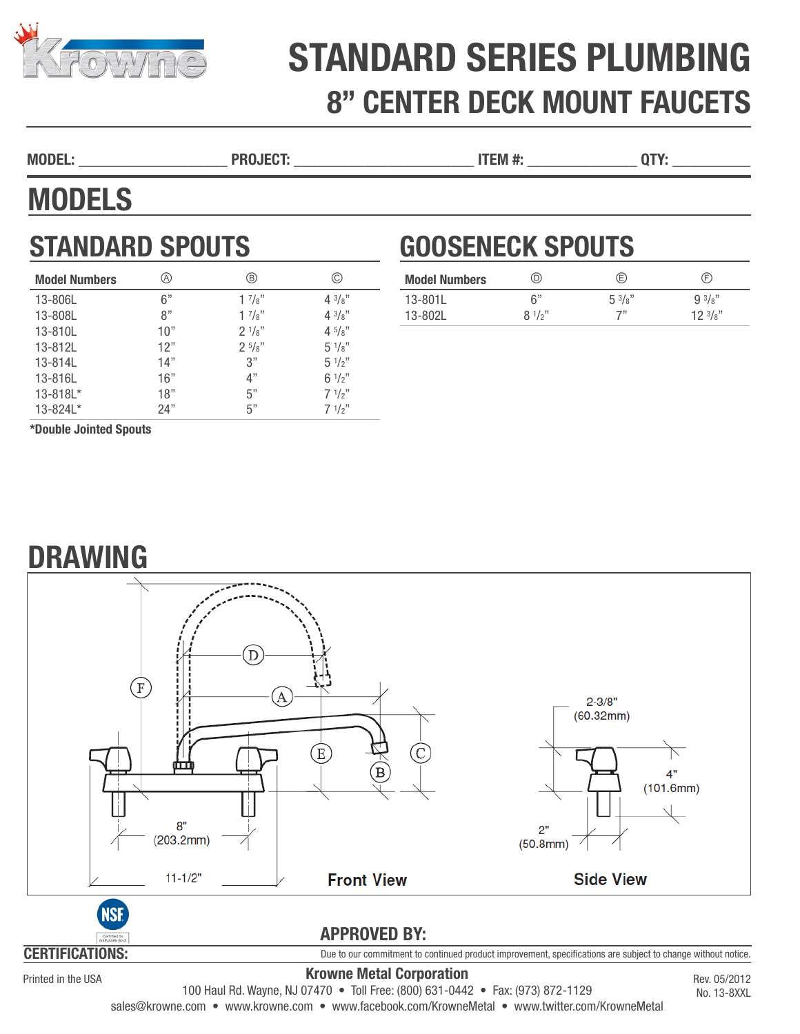# STANDARD SERIES PLUMBING

## 8" CENTER DECK MOUNT FAUCETS

**MODEL:** ____________________ **PROJECT:** ________________________ **ITEM #:** ______________ **QTY:** __________

## MODELS

### STANDARD SPOUTS

| Model Numbers | Ⓐ | Ⓑ | Ⓒ |
|---|---|---|---|
| 13-806L | 6" | 1 7/8" | 4 3/8" |
| 13-808L | 8" | 1 7/8" | 4 3/8" |
| 13-810L | 10" | 2 1/8" | 4 5/8" |
| 13-812L | 12" | 2 5/8" | 5 1/8" |
| 13-814L | 14" | 3" | 5 1/2" |
| 13-816L | 16" | 4" | 6 1/2" |
| 13-818L* | 18" | 5" | 7 1/2" |
| 13-824L* | 24" | 5" | 7 1/2" |

***Double Jointed Spouts**

### GOOSENECK SPOUTS

| Model Numbers | Ⓓ | Ⓔ | Ⓕ |
|---|---|---|---|
| 13-801L | 6" | 5 3/8" | 9 3/8" |
| 13-802L | 8 1/2" | 7" | 12 3/8" |

## DRAWING

F

D

A

E

B

C

8"
(203.2mm)

11-1/2"

**Front View**

2-3/8"
(60.32mm)

4"
(101.6mm)

2"
(50.8mm)

**Side View**

**CERTIFICATIONS:**

NSF
Certified to NSF/ANSI 61-G

**APPROVED BY:**

Due to our commitment to continued product improvement, specifications are subject to change without notice.

Printed in the USA

**Krowne Metal Corporation**
100 Haul Rd. Wayne, NJ 07470 • Toll Free: (800) 631-0442 • Fax: (973) 872-1129
sales@krowne.com • www.krowne.com • www.facebook.com/KrowneMetal • www.twitter.com/KrowneMetal

Rev. 05/2012
No. 13-8XXL